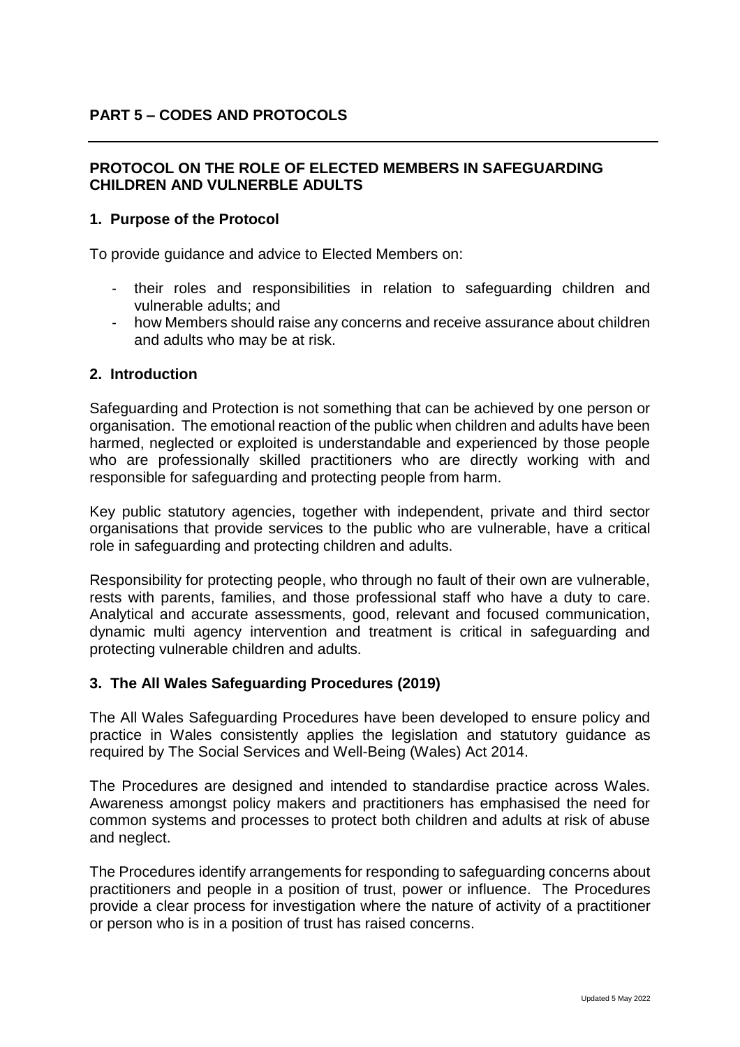## PART 5 – CODES AND PROTOCOLS

### PROTOCOL ON THE ROLE OF ELECTED MEMBERS IN SAFEGUARDING CHILDREN AND VULNERBLE ADULTS

### 1. Purpose of the Protocol

To provide guidance and advice to Elected Members on:

- their roles and responsibilities in relation to safeguarding children and vulnerable adults; and
- how Members should raise any concerns and receive assurance about children and adults who may be at risk.

### 2. Introduction

Safeguarding and Protection is not something that can be achieved by one person or organisation. The emotional reaction of the public when children and adults have been harmed, neglected or exploited is understandable and experienced by those people who are professionally skilled practitioners who are directly working with and responsible for safeguarding and protecting people from harm.

Key public statutory agencies, together with independent, private and third sector organisations that provide services to the public who are vulnerable, have a critical role in safeguarding and protecting children and adults.

Responsibility for protecting people, who through no fault of their own are vulnerable, rests with parents, families, and those professional staff who have a duty to care. Analytical and accurate assessments, good, relevant and focused communication, dynamic multi agency intervention and treatment is critical in safeguarding and protecting vulnerable children and adults.

### 3. The All Wales Safeguarding Procedures (2019)

The All Wales Safeguarding Procedures have been developed to ensure policy and practice in Wales consistently applies the legislation and statutory guidance as required by The Social Services and Well-Being (Wales) Act 2014.

The Procedures are designed and intended to standardise practice across Wales. Awareness amongst policy makers and practitioners has emphasised the need for common systems and processes to protect both children and adults at risk of abuse and neglect.

The Procedures identify arrangements for responding to safeguarding concerns about practitioners and people in a position of trust, power or influence. The Procedures provide a clear process for investigation where the nature of activity of a practitioner or person who is in a position of trust has raised concerns.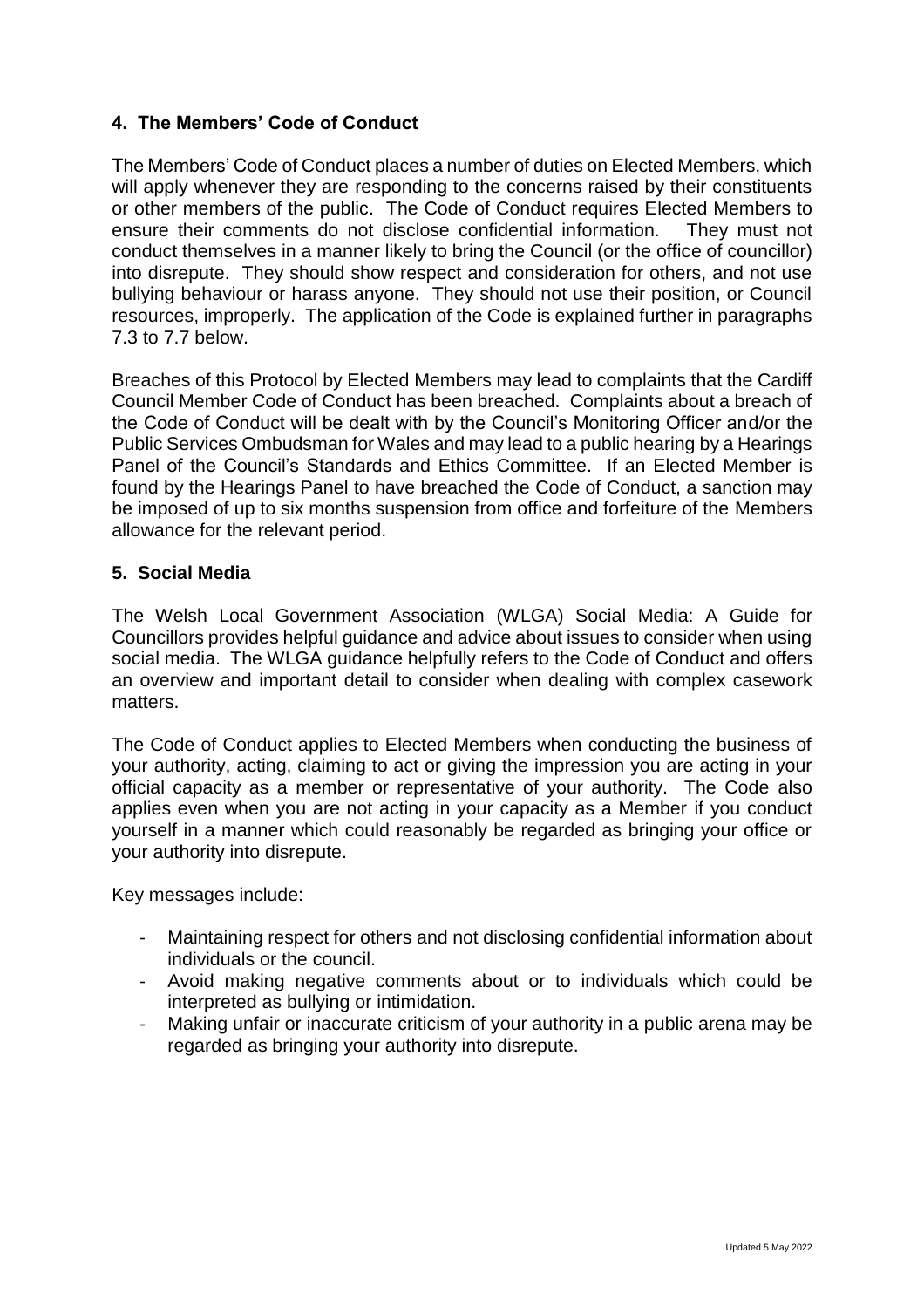## 4. The Members' Code of Conduct

The Members' Code of Conduct places a number of duties on Elected Members, which will apply whenever they are responding to the concerns raised by their constituents or other members of the public. The Code of Conduct requires Elected Members to ensure their comments do not disclose confidential information. They must not conduct themselves in a manner likely to bring the Council (or the office of councillor) into disrepute. They should show respect and consideration for others, and not use bullying behaviour or harass anyone. They should not use their position, or Council resources, improperly. The application of the Code is explained further in paragraphs 7.3 to 7.7 below.

Breaches of this Protocol by Elected Members may lead to complaints that the Cardiff Council Member Code of Conduct has been breached. Complaints about a breach of the Code of Conduct will be dealt with by the Council's Monitoring Officer and/or the Public Services Ombudsman for Wales and may lead to a public hearing by a Hearings Panel of the Council's Standards and Ethics Committee. If an Elected Member is found by the Hearings Panel to have breached the Code of Conduct, a sanction may be imposed of up to six months suspension from office and forfeiture of the Members allowance for the relevant period.

## 5. Social Media

The Welsh Local Government Association (WLGA) Social Media: A Guide for Councillors provides helpful guidance and advice about issues to consider when using social media. The WLGA guidance helpfully refers to the Code of Conduct and offers an overview and important detail to consider when dealing with complex casework matters.

The Code of Conduct applies to Elected Members when conducting the business of your authority, acting, claiming to act or giving the impression you are acting in your official capacity as a member or representative of your authority. The Code also applies even when you are not acting in your capacity as a Member if you conduct yourself in a manner which could reasonably be regarded as bringing your office or your authority into disrepute.

Key messages include:

- Maintaining respect for others and not disclosing confidential information about individuals or the council.
- Avoid making negative comments about or to individuals which could be interpreted as bullying or intimidation.
- Making unfair or inaccurate criticism of your authority in a public arena may be regarded as bringing your authority into disrepute.

Updated 5 May 2022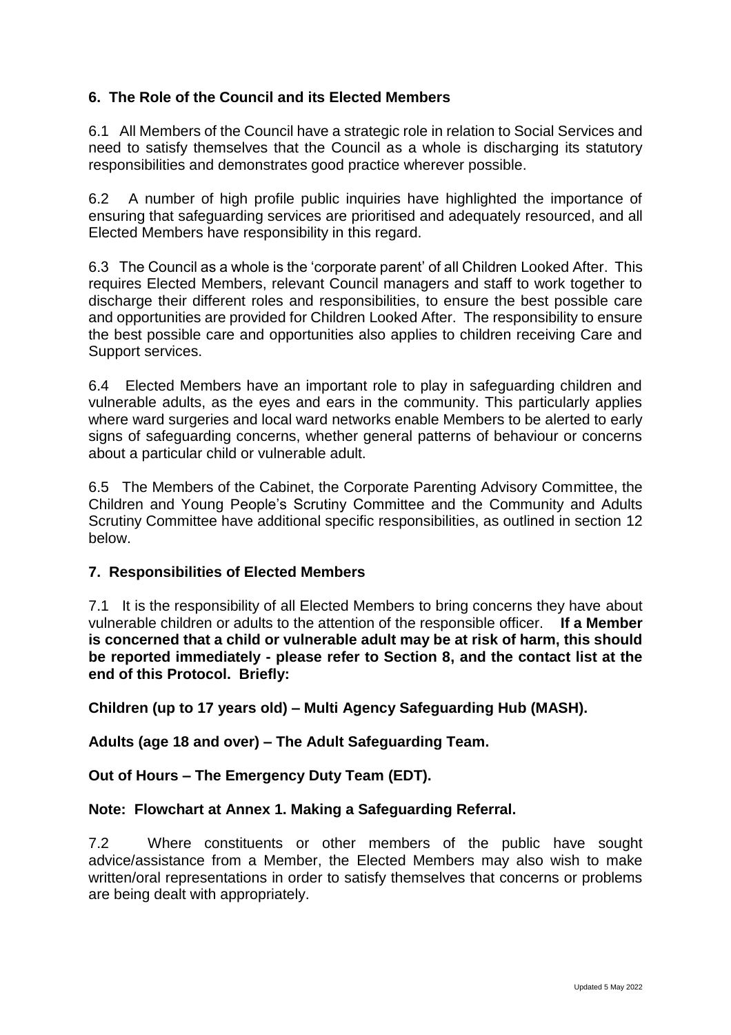## 6. The Role of the Council and its Elected Members

6.1 All Members of the Council have a strategic role in relation to Social Services and need to satisfy themselves that the Council as a whole is discharging its statutory responsibilities and demonstrates good practice wherever possible.

6.2 A number of high profile public inquiries have highlighted the importance of ensuring that safeguarding services are prioritised and adequately resourced, and all Elected Members have responsibility in this regard.

6.3 The Council as a whole is the 'corporate parent' of all Children Looked After. This requires Elected Members, relevant Council managers and staff to work together to discharge their different roles and responsibilities, to ensure the best possible care and opportunities are provided for Children Looked After. The responsibility to ensure the best possible care and opportunities also applies to children receiving Care and Support services.

6.4 Elected Members have an important role to play in safeguarding children and vulnerable adults, as the eyes and ears in the community. This particularly applies where ward surgeries and local ward networks enable Members to be alerted to early signs of safeguarding concerns, whether general patterns of behaviour or concerns about a particular child or vulnerable adult.

6.5 The Members of the Cabinet, the Corporate Parenting Advisory Committee, the Children and Young People's Scrutiny Committee and the Community and Adults Scrutiny Committee have additional specific responsibilities, as outlined in section 12 below.

## 7. Responsibilities of Elected Members

7.1 It is the responsibility of all Elected Members to bring concerns they have about vulnerable children or adults to the attention of the responsible officer. **If a Member is concerned that a child or vulnerable adult may be at risk of harm, this should be reported immediately - please refer to Section 8, and the contact list at the end of this Protocol. Briefly:**

**Children (up to 17 years old) – Multi Agency Safeguarding Hub (MASH).**

**Adults (age 18 and over) – The Adult Safeguarding Team.**

**Out of Hours – The Emergency Duty Team (EDT).**

**Note: Flowchart at Annex 1. Making a Safeguarding Referral.**

7.2 Where constituents or other members of the public have sought advice/assistance from a Member, the Elected Members may also wish to make written/oral representations in order to satisfy themselves that concerns or problems are being dealt with appropriately.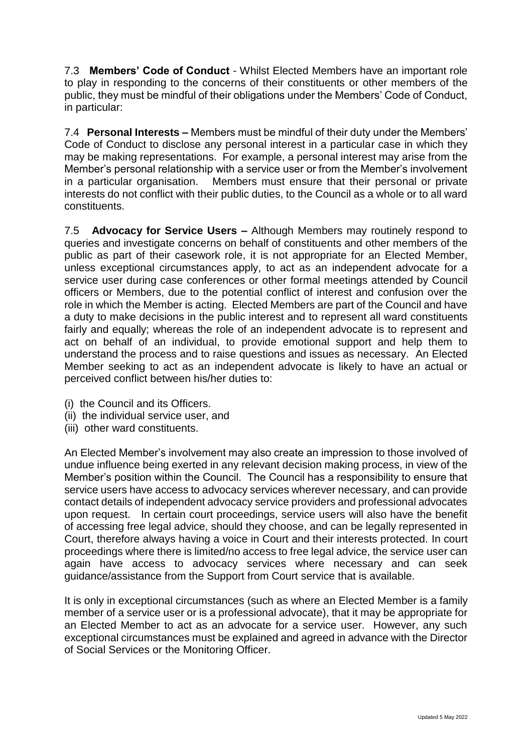7.3 **Members' Code of Conduct** - Whilst Elected Members have an important role to play in responding to the concerns of their constituents or other members of the public, they must be mindful of their obligations under the Members' Code of Conduct, in particular:

7.4 **Personal Interests –** Members must be mindful of their duty under the Members' Code of Conduct to disclose any personal interest in a particular case in which they may be making representations. For example, a personal interest may arise from the Member's personal relationship with a service user or from the Member's involvement in a particular organisation. Members must ensure that their personal or private interests do not conflict with their public duties, to the Council as a whole or to all ward constituents.

7.5 **Advocacy for Service Users –** Although Members may routinely respond to queries and investigate concerns on behalf of constituents and other members of the public as part of their casework role, it is not appropriate for an Elected Member, unless exceptional circumstances apply, to act as an independent advocate for a service user during case conferences or other formal meetings attended by Council officers or Members, due to the potential conflict of interest and confusion over the role in which the Member is acting. Elected Members are part of the Council and have a duty to make decisions in the public interest and to represent all ward constituents fairly and equally; whereas the role of an independent advocate is to represent and act on behalf of an individual, to provide emotional support and help them to understand the process and to raise questions and issues as necessary. An Elected Member seeking to act as an independent advocate is likely to have an actual or perceived conflict between his/her duties to:

(i) the Council and its Officers.
(ii) the individual service user, and
(iii) other ward constituents.

An Elected Member's involvement may also create an impression to those involved of undue influence being exerted in any relevant decision making process, in view of the Member's position within the Council. The Council has a responsibility to ensure that service users have access to advocacy services wherever necessary, and can provide contact details of independent advocacy service providers and professional advocates upon request. In certain court proceedings, service users will also have the benefit of accessing free legal advice, should they choose, and can be legally represented in Court, therefore always having a voice in Court and their interests protected. In court proceedings where there is limited/no access to free legal advice, the service user can again have access to advocacy services where necessary and can seek guidance/assistance from the Support from Court service that is available.

It is only in exceptional circumstances (such as where an Elected Member is a family member of a service user or is a professional advocate), that it may be appropriate for an Elected Member to act as an advocate for a service user. However, any such exceptional circumstances must be explained and agreed in advance with the Director of Social Services or the Monitoring Officer.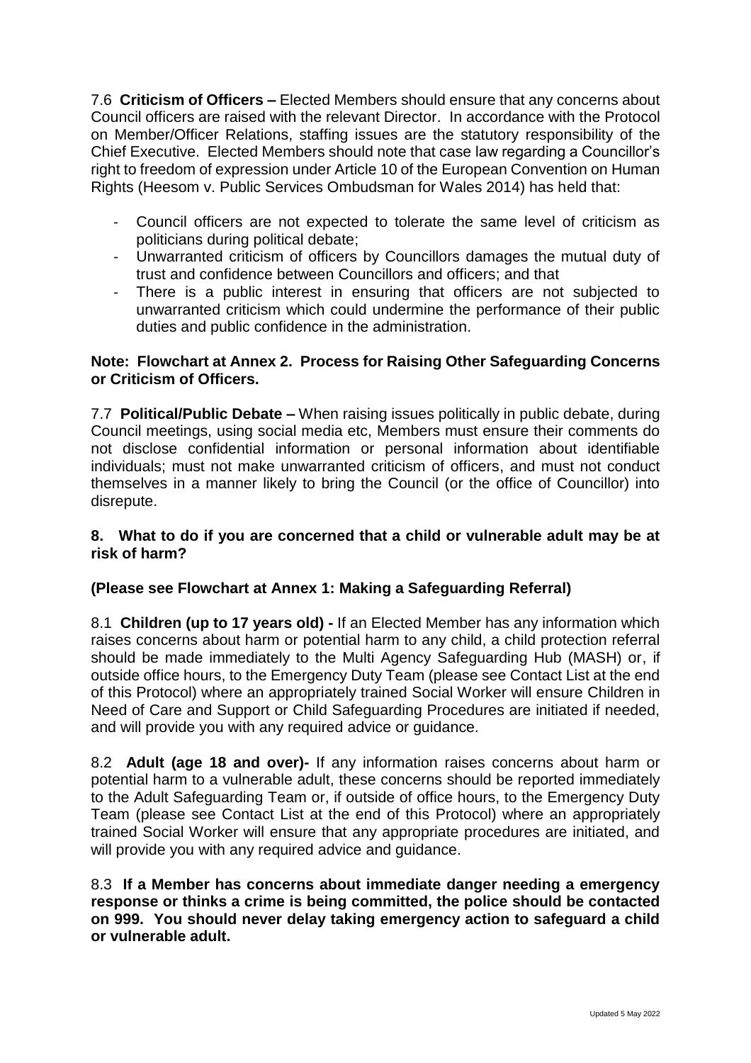7.6 **Criticism of Officers –** Elected Members should ensure that any concerns about Council officers are raised with the relevant Director. In accordance with the Protocol on Member/Officer Relations, staffing issues are the statutory responsibility of the Chief Executive. Elected Members should note that case law regarding a Councillor's right to freedom of expression under Article 10 of the European Convention on Human Rights (Heesom v. Public Services Ombudsman for Wales 2014) has held that:

- Council officers are not expected to tolerate the same level of criticism as politicians during political debate;
- Unwarranted criticism of officers by Councillors damages the mutual duty of trust and confidence between Councillors and officers; and that
- There is a public interest in ensuring that officers are not subjected to unwarranted criticism which could undermine the performance of their public duties and public confidence in the administration.

**Note: Flowchart at Annex 2. Process for Raising Other Safeguarding Concerns or Criticism of Officers.**

7.7 **Political/Public Debate –** When raising issues politically in public debate, during Council meetings, using social media etc, Members must ensure their comments do not disclose confidential information or personal information about identifiable individuals; must not make unwarranted criticism of officers, and must not conduct themselves in a manner likely to bring the Council (or the office of Councillor) into disrepute.

## 8. What to do if you are concerned that a child or vulnerable adult may be at risk of harm?

**(Please see Flowchart at Annex 1: Making a Safeguarding Referral)**

8.1 **Children (up to 17 years old) -** If an Elected Member has any information which raises concerns about harm or potential harm to any child, a child protection referral should be made immediately to the Multi Agency Safeguarding Hub (MASH) or, if outside office hours, to the Emergency Duty Team (please see Contact List at the end of this Protocol) where an appropriately trained Social Worker will ensure Children in Need of Care and Support or Child Safeguarding Procedures are initiated if needed, and will provide you with any required advice or guidance.

8.2 **Adult (age 18 and over)-** If any information raises concerns about harm or potential harm to a vulnerable adult, these concerns should be reported immediately to the Adult Safeguarding Team or, if outside of office hours, to the Emergency Duty Team (please see Contact List at the end of this Protocol) where an appropriately trained Social Worker will ensure that any appropriate procedures are initiated, and will provide you with any required advice and guidance.

8.3 **If a Member has concerns about immediate danger needing a emergency response or thinks a crime is being committed, the police should be contacted on 999. You should never delay taking emergency action to safeguard a child or vulnerable adult.**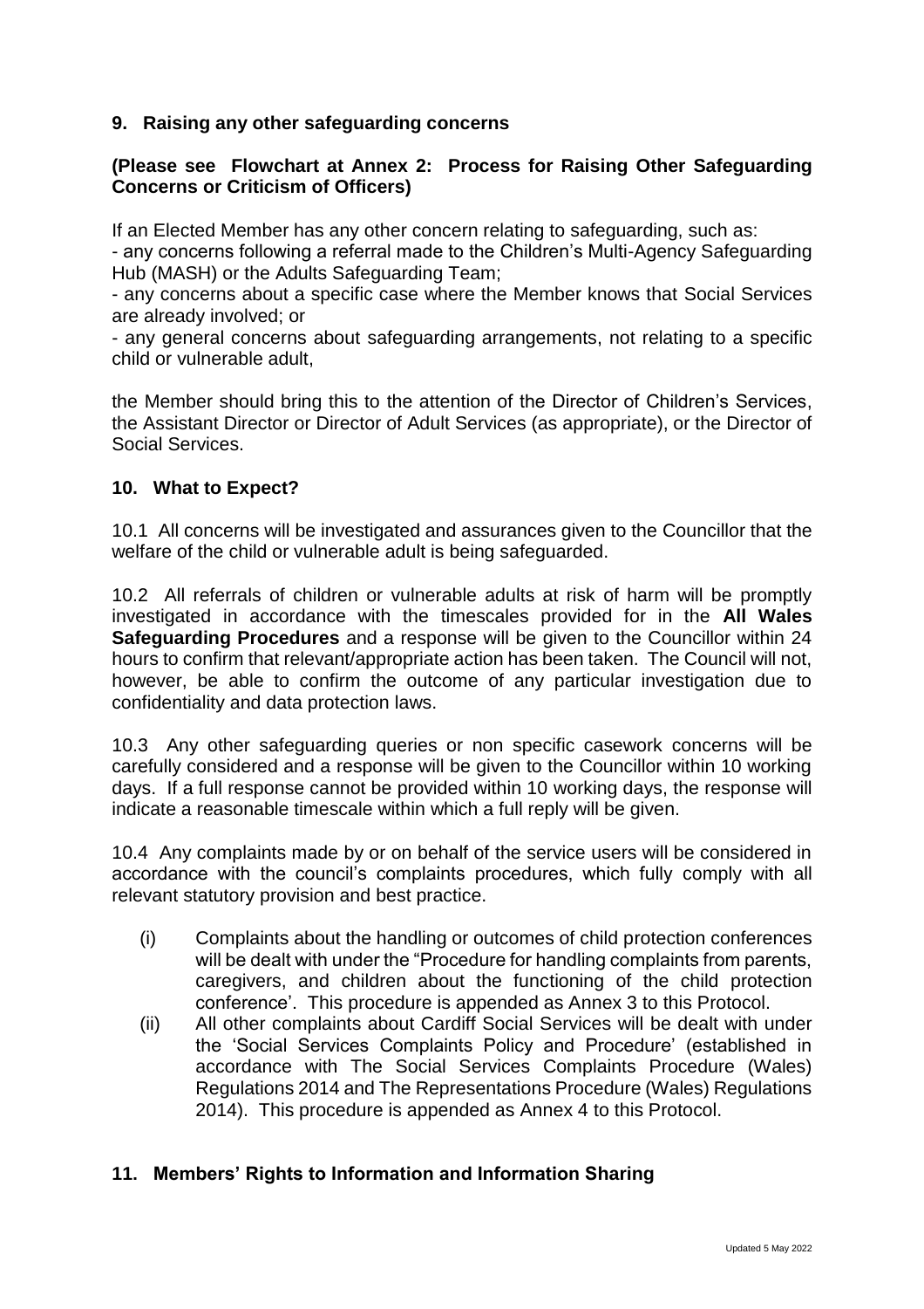## 9. Raising any other safeguarding concerns

**(Please see Flowchart at Annex 2: Process for Raising Other Safeguarding Concerns or Criticism of Officers)**

If an Elected Member has any other concern relating to safeguarding, such as:

- any concerns following a referral made to the Children's Multi-Agency Safeguarding Hub (MASH) or the Adults Safeguarding Team;
- any concerns about a specific case where the Member knows that Social Services are already involved; or
- any general concerns about safeguarding arrangements, not relating to a specific child or vulnerable adult,

the Member should bring this to the attention of the Director of Children's Services, the Assistant Director or Director of Adult Services (as appropriate), or the Director of Social Services.

## 10. What to Expect?

10.1 All concerns will be investigated and assurances given to the Councillor that the welfare of the child or vulnerable adult is being safeguarded.

10.2 All referrals of children or vulnerable adults at risk of harm will be promptly investigated in accordance with the timescales provided for in the **All Wales Safeguarding Procedures** and a response will be given to the Councillor within 24 hours to confirm that relevant/appropriate action has been taken. The Council will not, however, be able to confirm the outcome of any particular investigation due to confidentiality and data protection laws.

10.3 Any other safeguarding queries or non specific casework concerns will be carefully considered and a response will be given to the Councillor within 10 working days. If a full response cannot be provided within 10 working days, the response will indicate a reasonable timescale within which a full reply will be given.

10.4 Any complaints made by or on behalf of the service users will be considered in accordance with the council's complaints procedures, which fully comply with all relevant statutory provision and best practice.

(i) Complaints about the handling or outcomes of child protection conferences will be dealt with under the "Procedure for handling complaints from parents, caregivers, and children about the functioning of the child protection conference'. This procedure is appended as Annex 3 to this Protocol.

(ii) All other complaints about Cardiff Social Services will be dealt with under the 'Social Services Complaints Policy and Procedure' (established in accordance with The Social Services Complaints Procedure (Wales) Regulations 2014 and The Representations Procedure (Wales) Regulations 2014). This procedure is appended as Annex 4 to this Protocol.

## 11. Members' Rights to Information and Information Sharing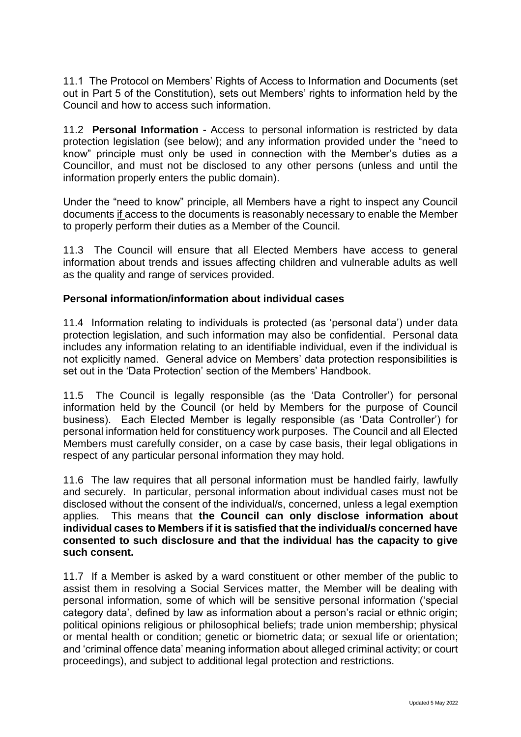11.1 The Protocol on Members' Rights of Access to Information and Documents (set out in Part 5 of the Constitution), sets out Members' rights to information held by the Council and how to access such information.

11.2 **Personal Information -** Access to personal information is restricted by data protection legislation (see below); and any information provided under the "need to know" principle must only be used in connection with the Member's duties as a Councillor, and must not be disclosed to any other persons (unless and until the information properly enters the public domain).

Under the "need to know" principle, all Members have a right to inspect any Council documents <u>if</u> access to the documents is reasonably necessary to enable the Member to properly perform their duties as a Member of the Council.

11.3 The Council will ensure that all Elected Members have access to general information about trends and issues affecting children and vulnerable adults as well as the quality and range of services provided.

**Personal information/information about individual cases**

11.4 Information relating to individuals is protected (as 'personal data') under data protection legislation, and such information may also be confidential. Personal data includes any information relating to an identifiable individual, even if the individual is not explicitly named. General advice on Members' data protection responsibilities is set out in the 'Data Protection' section of the Members' Handbook.

11.5 The Council is legally responsible (as the 'Data Controller') for personal information held by the Council (or held by Members for the purpose of Council business). Each Elected Member is legally responsible (as 'Data Controller') for personal information held for constituency work purposes. The Council and all Elected Members must carefully consider, on a case by case basis, their legal obligations in respect of any particular personal information they may hold.

11.6 The law requires that all personal information must be handled fairly, lawfully and securely. In particular, personal information about individual cases must not be disclosed without the consent of the individual/s, concerned, unless a legal exemption applies. This means that **the Council can only disclose information about individual cases to Members if it is satisfied that the individual/s concerned have consented to such disclosure and that the individual has the capacity to give such consent.**

11.7 If a Member is asked by a ward constituent or other member of the public to assist them in resolving a Social Services matter, the Member will be dealing with personal information, some of which will be sensitive personal information ('special category data', defined by law as information about a person's racial or ethnic origin; political opinions religious or philosophical beliefs; trade union membership; physical or mental health or condition; genetic or biometric data; or sexual life or orientation; and 'criminal offence data' meaning information about alleged criminal activity; or court proceedings), and subject to additional legal protection and restrictions.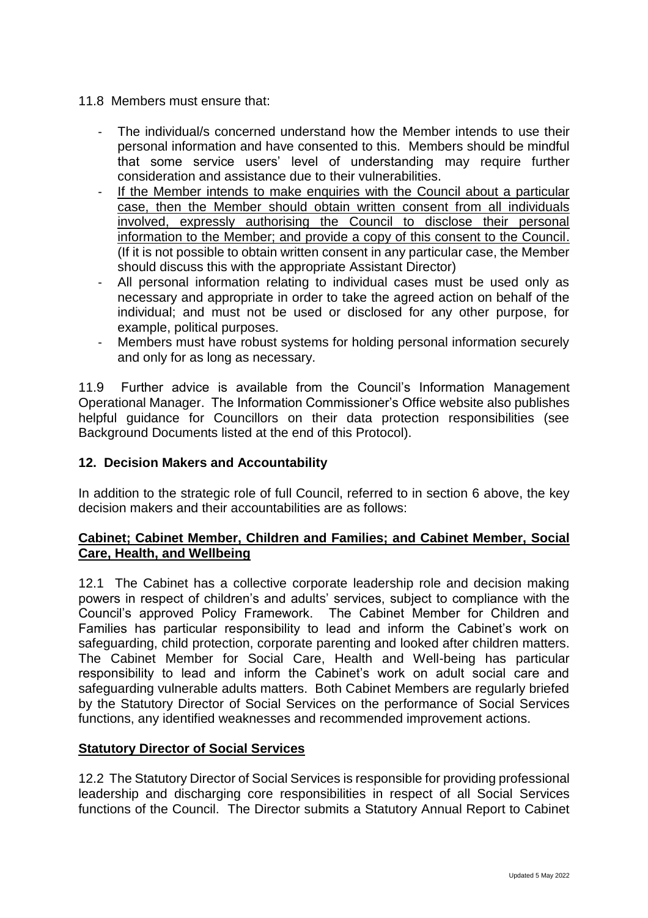11.8 Members must ensure that:

- The individual/s concerned understand how the Member intends to use their personal information and have consented to this. Members should be mindful that some service users' level of understanding may require further consideration and assistance due to their vulnerabilities.
- <u>If the Member intends to make enquiries with the Council about a particular case, then the Member should obtain written consent from all individuals involved, expressly authorising the Council to disclose their personal information to the Member; and provide a copy of this consent to the Council.</u> (If it is not possible to obtain written consent in any particular case, the Member should discuss this with the appropriate Assistant Director)
- All personal information relating to individual cases must be used only as necessary and appropriate in order to take the agreed action on behalf of the individual; and must not be used or disclosed for any other purpose, for example, political purposes.
- Members must have robust systems for holding personal information securely and only for as long as necessary.

11.9 Further advice is available from the Council's Information Management Operational Manager. The Information Commissioner's Office website also publishes helpful guidance for Councillors on their data protection responsibilities (see Background Documents listed at the end of this Protocol).

## 12. Decision Makers and Accountability

In addition to the strategic role of full Council, referred to in section 6 above, the key decision makers and their accountabilities are as follows:

**<u>Cabinet; Cabinet Member, Children and Families; and Cabinet Member, Social Care, Health, and Wellbeing</u>**

12.1 The Cabinet has a collective corporate leadership role and decision making powers in respect of children's and adults' services, subject to compliance with the Council's approved Policy Framework. The Cabinet Member for Children and Families has particular responsibility to lead and inform the Cabinet's work on safeguarding, child protection, corporate parenting and looked after children matters. The Cabinet Member for Social Care, Health and Well-being has particular responsibility to lead and inform the Cabinet's work on adult social care and safeguarding vulnerable adults matters. Both Cabinet Members are regularly briefed by the Statutory Director of Social Services on the performance of Social Services functions, any identified weaknesses and recommended improvement actions.

**<u>Statutory Director of Social Services</u>**

12.2 The Statutory Director of Social Services is responsible for providing professional leadership and discharging core responsibilities in respect of all Social Services functions of the Council. The Director submits a Statutory Annual Report to Cabinet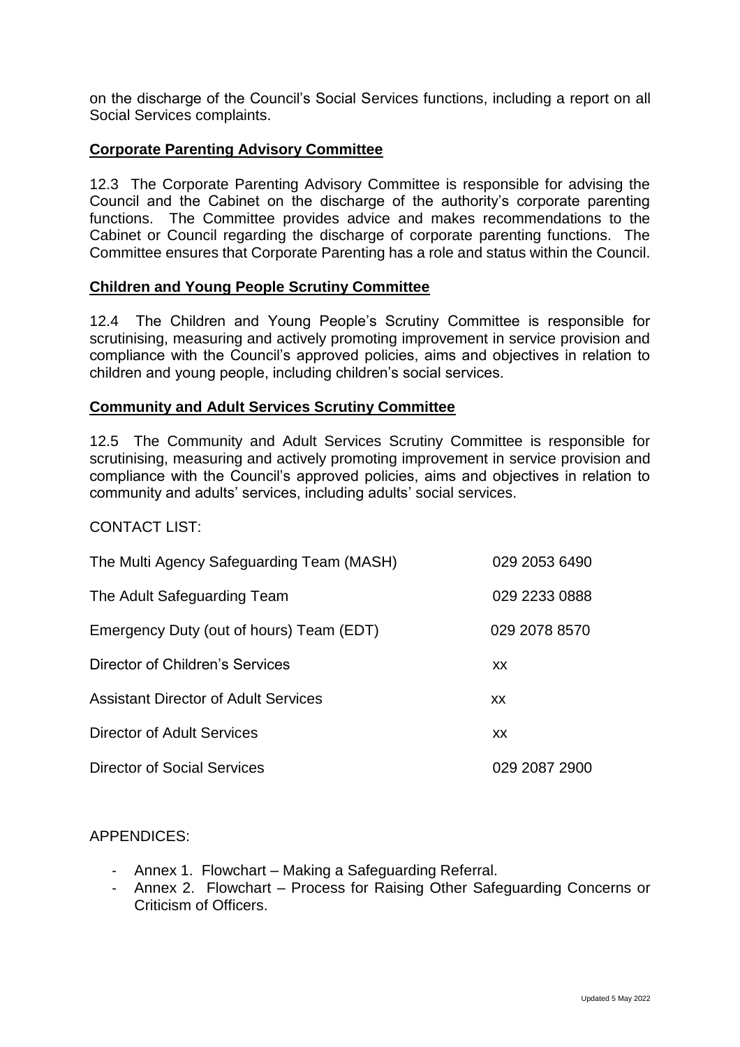on the discharge of the Council's Social Services functions, including a report on all Social Services complaints.

**Corporate Parenting Advisory Committee**

12.3 The Corporate Parenting Advisory Committee is responsible for advising the Council and the Cabinet on the discharge of the authority's corporate parenting functions. The Committee provides advice and makes recommendations to the Cabinet or Council regarding the discharge of corporate parenting functions. The Committee ensures that Corporate Parenting has a role and status within the Council.

**Children and Young People Scrutiny Committee**

12.4 The Children and Young People's Scrutiny Committee is responsible for scrutinising, measuring and actively promoting improvement in service provision and compliance with the Council's approved policies, aims and objectives in relation to children and young people, including children's social services.

**Community and Adult Services Scrutiny Committee**

12.5 The Community and Adult Services Scrutiny Committee is responsible for scrutinising, measuring and actively promoting improvement in service provision and compliance with the Council's approved policies, aims and objectives in relation to community and adults' services, including adults' social services.

CONTACT LIST:

| | |
|---|---|
| The Multi Agency Safeguarding Team (MASH) | 029 2053 6490 |
| The Adult Safeguarding Team | 029 2233 0888 |
| Emergency Duty (out of hours) Team (EDT) | 029 2078 8570 |
| Director of Children's Services | xx |
| Assistant Director of Adult Services | xx |
| Director of Adult Services | xx |
| Director of Social Services | 029 2087 2900 |

APPENDICES:

- Annex 1. Flowchart – Making a Safeguarding Referral.
- Annex 2. Flowchart – Process for Raising Other Safeguarding Concerns or Criticism of Officers.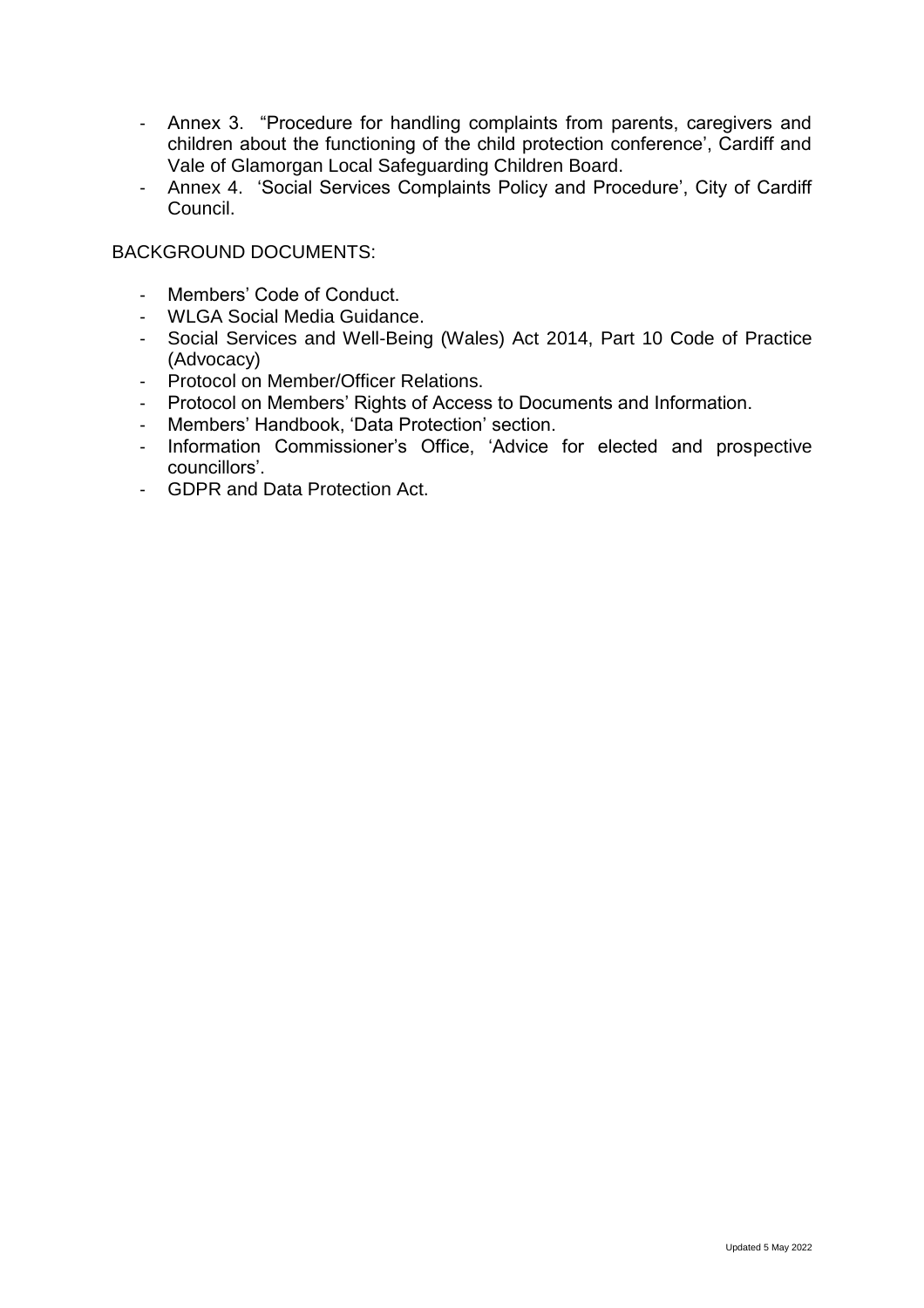- Annex 3. "Procedure for handling complaints from parents, caregivers and children about the functioning of the child protection conference', Cardiff and Vale of Glamorgan Local Safeguarding Children Board.
- Annex 4. 'Social Services Complaints Policy and Procedure', City of Cardiff Council.

BACKGROUND DOCUMENTS:

- Members' Code of Conduct.
- WLGA Social Media Guidance.
- Social Services and Well-Being (Wales) Act 2014, Part 10 Code of Practice (Advocacy)
- Protocol on Member/Officer Relations.
- Protocol on Members' Rights of Access to Documents and Information.
- Members' Handbook, 'Data Protection' section.
- Information Commissioner's Office, 'Advice for elected and prospective councillors'.
- GDPR and Data Protection Act.

Updated 5 May 2022